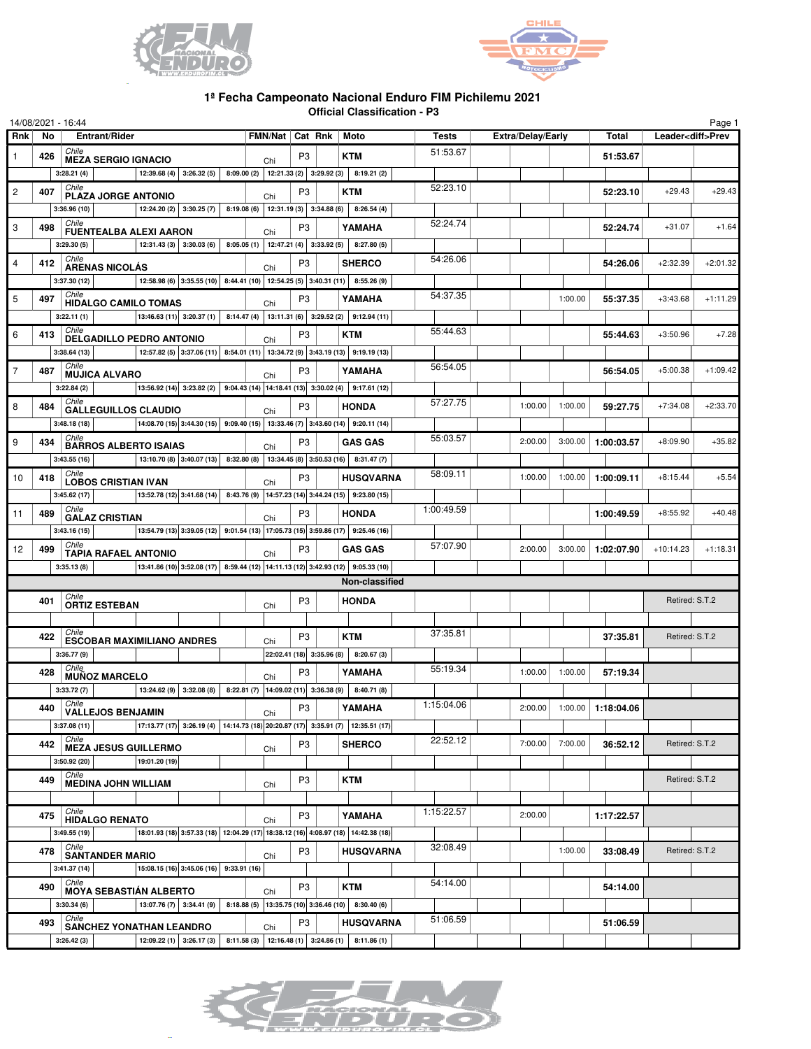# 1ª Fecha Campeonato Nacional Enduro FIM Pichilemu 2021

**Official Classification - P3**

14/08/2021 - 16:44

| Rnk | No | Entrant/Rider | FMN/Nat | Cat | Rnk | Moto | Tests | Extra/Delay/Early | | | Total | Leader<diff>Prev | |
|---|---|---|---|---|---|---|---|---|---|---|---|---|---|
| 1 | 426 | Chile MEZA SERGIO IGNACIO | Chi | P3 | | KTM | 51:53.67 | | | | 51:53.67 | | |
| | | 3:28.21 (4) · 12:39.68 (4) · 3:26.32 (5) · 8:09.00 (2) · 12:21.33 (2) · 3:29.92 (3) · 8:19.21 (2) | | | | | | | | | | | |
| 2 | 407 | Chile PLAZA JORGE ANTONIO | Chi | P3 | | KTM | 52:23.10 | | | | 52:23.10 | +29.43 | +29.43 |
| | | 3:36.96 (10) · 12:24.20 (2) · 3:30.25 (7) · 8:19.08 (6) · 12:31.19 (3) · 3:34.88 (6) · 8:26.54 (4) | | | | | | | | | | | |
| 3 | 498 | Chile FUENTEALBA ALEXI AARON | Chi | P3 | | YAMAHA | 52:24.74 | | | | 52:24.74 | +31.07 | +1.64 |
| | | 3:29.30 (5) · 12:31.43 (3) · 3:30.03 (6) · 8:05.05 (1) · 12:47.21 (4) · 3:33.92 (5) · 8:27.80 (5) | | | | | | | | | | | |
| 4 | 412 | Chile ARENAS NICOLÁS | Chi | P3 | | SHERCO | 54:26.06 | | | | 54:26.06 | +2:32.39 | +2:01.32 |
| | | 3:37.30 (12) · 12:58.98 (6) · 3:35.55 (10) · 8:44.41 (10) · 12:54.25 (5) · 3:40.31 (11) · 8:55.26 (9) | | | | | | | | | | | |
| 5 | 497 | Chile HIDALGO CAMILO TOMAS | Chi | P3 | | YAMAHA | 54:37.35 | | | 1:00.00 | 55:37.35 | +3:43.68 | +1:11.29 |
| | | 3:22.11 (1) · 13:46.63 (11) · 3:20.37 (1) · 8:14.47 (4) · 13:11.31 (6) · 3:29.52 (2) · 9:12.94 (11) | | | | | | | | | | | |
| 6 | 413 | Chile DELGADILLO PEDRO ANTONIO | Chi | P3 | | KTM | 55:44.63 | | | | 55:44.63 | +3:50.96 | +7.28 |
| | | 3:38.64 (13) · 12:57.82 (5) · 3:37.06 (11) · 8:54.01 (11) · 13:34.72 (9) · 3:43.19 (13) · 9:19.19 (13) | | | | | | | | | | | |
| 7 | 487 | Chile MUJICA ALVARO | Chi | P3 | | YAMAHA | 56:54.05 | | | | 56:54.05 | +5:00.38 | +1:09.42 |
| | | 3:22.84 (2) · 13:56.92 (14) · 3:23.82 (2) · 9:04.43 (14) · 14:18.41 (13) · 3:30.02 (4) · 9:17.61 (12) | | | | | | | | | | | |
| 8 | 484 | Chile GALLEGUILLOS CLAUDIO | Chi | P3 | | HONDA | 57:27.75 | | 1:00.00 | 1:00.00 | 59:27.75 | +7:34.08 | +2:33.70 |
| | | 3:48.18 (18) · 14:08.70 (15) · 3:44.30 (15) · 9:09.40 (15) · 13:33.46 (7) · 3:43.60 (14) · 9:20.11 (14) | | | | | | | | | | | |
| 9 | 434 | Chile BARROS ALBERTO ISAIAS | Chi | P3 | | GAS GAS | 55:03.57 | | 2:00.00 | 3:00.00 | 1:00:03.57 | +8:09.90 | +35.82 |
| | | 3:43.55 (16) · 13:10.70 (8) · 3:40.07 (13) · 8:32.80 (8) · 13:34.45 (8) · 3:50.53 (16) · 8:31.47 (7) | | | | | | | | | | | |
| 10 | 418 | Chile LOBOS CRISTIAN IVAN | Chi | P3 | | HUSQVARNA | 58:09.11 | | 1:00.00 | 1:00.00 | 1:00:09.11 | +8:15.44 | +5.54 |
| | | 3:45.62 (17) · 13:52.78 (12) · 3:41.68 (14) · 8:43.76 (9) · 14:57.23 (14) · 3:44.24 (15) · 9:23.80 (15) | | | | | | | | | | | |
| 11 | 489 | Chile GALAZ CRISTIAN | Chi | P3 | | HONDA | 1:00:49.59 | | | | 1:00:49.59 | +8:55.92 | +40.48 |
| | | 3:43.16 (15) · 13:54.79 (13) · 3:39.05 (12) · 9:01.54 (13) · 17:05.73 (15) · 3:59.86 (17) · 9:25.46 (16) | | | | | | | | | | | |
| 12 | 499 | Chile TAPIA RAFAEL ANTONIO | Chi | P3 | | GAS GAS | 57:07.90 | | 2:00.00 | 3:00.00 | 1:02:07.90 | +10:14.23 | +1:18.31 |
| | | 3:35.13 (8) · 13:41.86 (10) · 3:52.08 (17) · 8:59.44 (12) · 14:11.13 (12) · 3:42.93 (12) · 9:05.33 (10) | | | | | | | | | | | |
| | | **Non-classified** | | | | | | | | | | | |
| | 401 | Chile ORTIZ ESTEBAN | Chi | P3 | | HONDA | | | | | | Retired: S.T.2 | |
| | 422 | Chile ESCOBAR MAXIMILIANO ANDRES | Chi | P3 | | KTM | 37:35.81 | | | | 37:35.81 | Retired: S.T.2 | |
| | | 3:36.77 (9) · 22:02.41 (18) · 3:35.96 (8) · 8:20.67 (3) | | | | | | | | | | | |
| | 428 | Chile MUÑOZ MARCELO | Chi | P3 | | YAMAHA | 55:19.34 | | 1:00.00 | 1:00.00 | 57:19.34 | | |
| | | 3:33.72 (7) · 13:24.62 (9) · 3:32.08 (8) · 8:22.81 (7) · 14:09.02 (11) · 3:36.38 (9) · 8:40.71 (8) | | | | | | | | | | | |
| | 440 | Chile VALLEJOS BENJAMIN | Chi | P3 | | YAMAHA | 1:15:04.06 | | 2:00.00 | 1:00.00 | 1:18:04.06 | | |
| | | 3:37.08 (11) · 17:13.77 (17) · 3:26.19 (4) · 14:14.73 (18) · 20:20.87 (17) · 3:35.91 (7) · 12:35.51 (17) | | | | | | | | | | | |
| | 442 | Chile MEZA JESUS GUILLERMO | Chi | P3 | | SHERCO | 22:52.12 | | 7:00.00 | 7:00.00 | 36:52.12 | Retired: S.T.2 | |
| | | 3:50.92 (20) · 19:01.20 (19) | | | | | | | | | | | |
| | 449 | Chile MEDINA JOHN WILLIAM | Chi | P3 | | KTM | | | | | | Retired: S.T.2 | |
| | 475 | Chile HIDALGO RENATO | Chi | P3 | | YAMAHA | 1:15:22.57 | | 2:00.00 | | 1:17:22.57 | | |
| | | 3:49.55 (19) · 18:01.93 (18) · 3:57.33 (18) · 12:04.29 (17) · 18:38.12 (16) · 4:08.97 (18) · 14:42.38 (18) | | | | | | | | | | | |
| | 478 | Chile SANTANDER MARIO | Chi | P3 | | HUSQVARNA | 32:08.49 | | | 1:00.00 | 33:08.49 | Retired: S.T.2 | |
| | | 3:41.37 (14) · 15:08.15 (16) · 3:45.06 (16) · 9:33.91 (16) | | | | | | | | | | | |
| | 490 | Chile MOYA SEBASTIÁN ALBERTO | Chi | P3 | | KTM | 54:14.00 | | | | 54:14.00 | | |
| | | 3:30.34 (6) · 13:07.76 (7) · 3:34.41 (9) · 8:18.88 (5) · 13:35.75 (10) · 3:36.46 (10) · 8:30.40 (6) | | | | | | | | | | | |
| | 493 | Chile SANCHEZ YONATHAN LEANDRO | Chi | P3 | | HUSQVARNA | 51:06.59 | | | | 51:06.59 | | |
| | | 3:26.42 (3) · 12:09.22 (1) · 3:26.17 (3) · 8:11.58 (3) · 12:16.48 (1) · 3:24.86 (1) · 8:11.86 (1) | | | | | | | | | | | |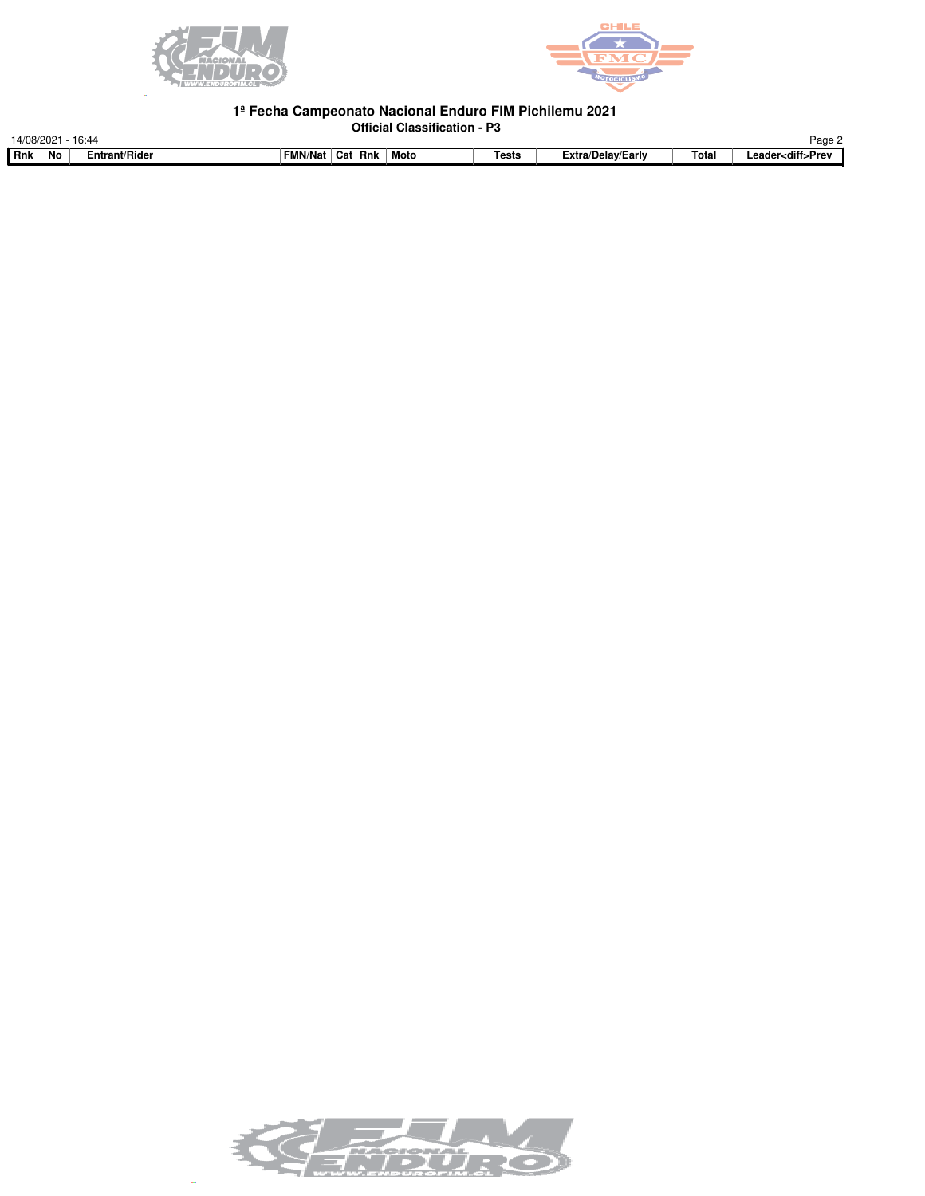# 1ª Fecha Campeonato Nacional Enduro FIM Pichilemu 2021

## Official Classification - P3

14/08/2021 - 16:44

| Rnk | No | Entrant/Rider | FMN/Nat | Cat Rnk | Moto | Tests | Extra/Delay/Early | Total | Leader<diff>Prev |
|---|---|---|---|---|---|---|---|---|---|